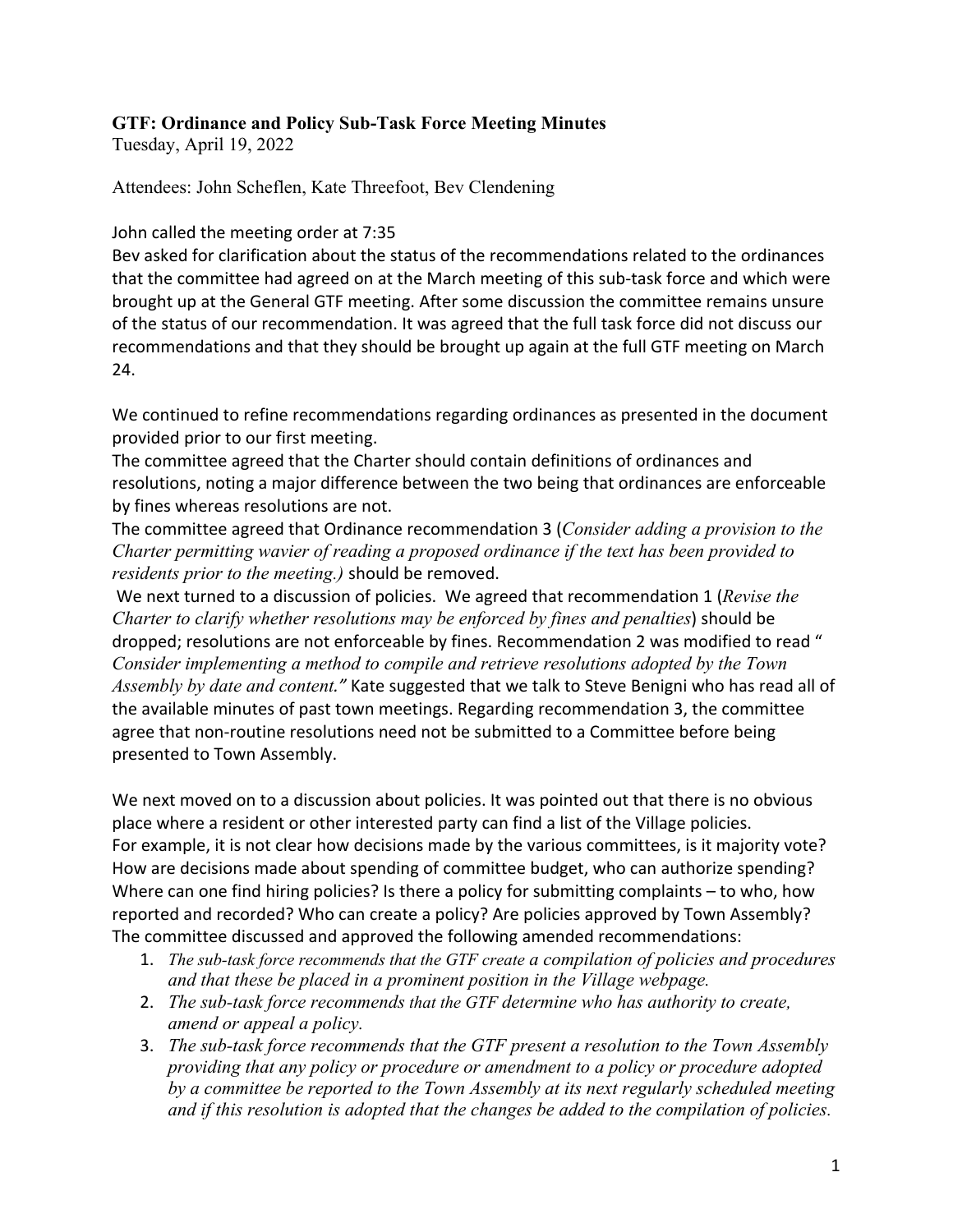**GTF: Ordinance and Policy Sub-Task Force Meeting Minutes**
Tuesday, April 19, 2022

Attendees: John Scheflen, Kate Threefoot, Bev Clendening

John called the meeting order at 7:35
Bev asked for clarification about the status of the recommendations related to the ordinances that the committee had agreed on at the March meeting of this sub-task force and which were brought up at the General GTF meeting. After some discussion the committee remains unsure of the status of our recommendation. It was agreed that the full task force did not discuss our recommendations and that they should be brought up again at the full GTF meeting on March 24.

We continued to refine recommendations regarding ordinances as presented in the document provided prior to our first meeting.
The committee agreed that the Charter should contain definitions of ordinances and resolutions, noting a major difference between the two being that ordinances are enforceable by fines whereas resolutions are not.
The committee agreed that Ordinance recommendation 3 (*Consider adding a provision to the Charter permitting wavier of reading a proposed ordinance if the text has been provided to residents prior to the meeting.)* should be removed.
We next turned to a discussion of policies. We agreed that recommendation 1 (*Revise the Charter to clarify whether resolutions may be enforced by fines and penalties*) should be dropped; resolutions are not enforceable by fines. Recommendation 2 was modified to read "*Consider implementing a method to compile and retrieve resolutions adopted by the Town Assembly by date and content."* Kate suggested that we talk to Steve Benigni who has read all of the available minutes of past town meetings. Regarding recommendation 3, the committee agree that non-routine resolutions need not be submitted to a Committee before being presented to Town Assembly.

We next moved on to a discussion about policies. It was pointed out that there is no obvious place where a resident or other interested party can find a list of the Village policies.
For example, it is not clear how decisions made by the various committees, is it majority vote? How are decisions made about spending of committee budget, who can authorize spending? Where can one find hiring policies? Is there a policy for submitting complaints – to who, how reported and recorded? Who can create a policy? Are policies approved by Town Assembly?
The committee discussed and approved the following amended recommendations:

1. *The sub-task force recommends that the GTF create a compilation of policies and procedures and that these be placed in a prominent position in the Village webpage.*
2. *The sub-task force recommends that the GTF determine who has authority to create, amend or appeal a policy.*
3. *The sub-task force recommends that the GTF present a resolution to the Town Assembly providing that any policy or procedure or amendment to a policy or procedure adopted by a committee be reported to the Town Assembly at its next regularly scheduled meeting and if this resolution is adopted that the changes be added to the compilation of policies.*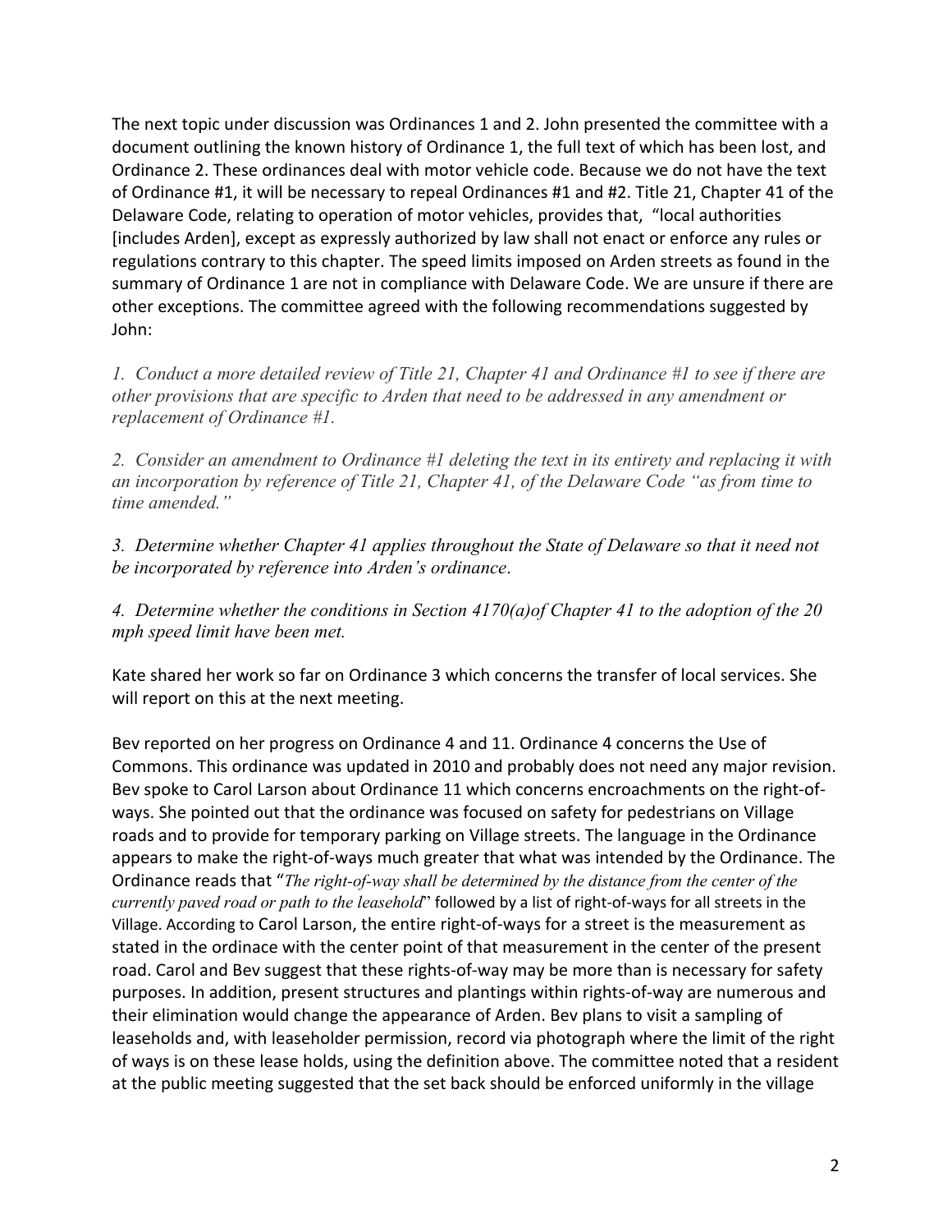The next topic under discussion was Ordinances 1 and 2. John presented the committee with a document outlining the known history of Ordinance 1, the full text of which has been lost, and Ordinance 2. These ordinances deal with motor vehicle code. Because we do not have the text of Ordinance #1, it will be necessary to repeal Ordinances #1 and #2. Title 21, Chapter 41 of the Delaware Code, relating to operation of motor vehicles, provides that, "local authorities [includes Arden], except as expressly authorized by law shall not enact or enforce any rules or regulations contrary to this chapter. The speed limits imposed on Arden streets as found in the summary of Ordinance 1 are not in compliance with Delaware Code. We are unsure if there are other exceptions. The committee agreed with the following recommendations suggested by John:

*1. Conduct a more detailed review of Title 21, Chapter 41 and Ordinance #1 to see if there are other provisions that are specific to Arden that need to be addressed in any amendment or replacement of Ordinance #1.*

*2. Consider an amendment to Ordinance #1 deleting the text in its entirety and replacing it with an incorporation by reference of Title 21, Chapter 41, of the Delaware Code "as from time to time amended."*

*3. Determine whether Chapter 41 applies throughout the State of Delaware so that it need not be incorporated by reference into Arden's ordinance.*

*4. Determine whether the conditions in Section 4170(a)of Chapter 41 to the adoption of the 20 mph speed limit have been met.*

Kate shared her work so far on Ordinance 3 which concerns the transfer of local services. She will report on this at the next meeting.

Bev reported on her progress on Ordinance 4 and 11. Ordinance 4 concerns the Use of Commons. This ordinance was updated in 2010 and probably does not need any major revision. Bev spoke to Carol Larson about Ordinance 11 which concerns encroachments on the right-of-ways. She pointed out that the ordinance was focused on safety for pedestrians on Village roads and to provide for temporary parking on Village streets. The language in the Ordinance appears to make the right-of-ways much greater that what was intended by the Ordinance. The Ordinance reads that "*The right-of-way shall be determined by the distance from the center of the currently paved road or path to the leasehold*" followed by a list of right-of-ways for all streets in the Village. According to Carol Larson, the entire right-of-ways for a street is the measurement as stated in the ordinace with the center point of that measurement in the center of the present road. Carol and Bev suggest that these rights-of-way may be more than is necessary for safety purposes. In addition, present structures and plantings within rights-of-way are numerous and their elimination would change the appearance of Arden. Bev plans to visit a sampling of leaseholds and, with leaseholder permission, record via photograph where the limit of the right of ways is on these lease holds, using the definition above. The committee noted that a resident at the public meeting suggested that the set back should be enforced uniformly in the village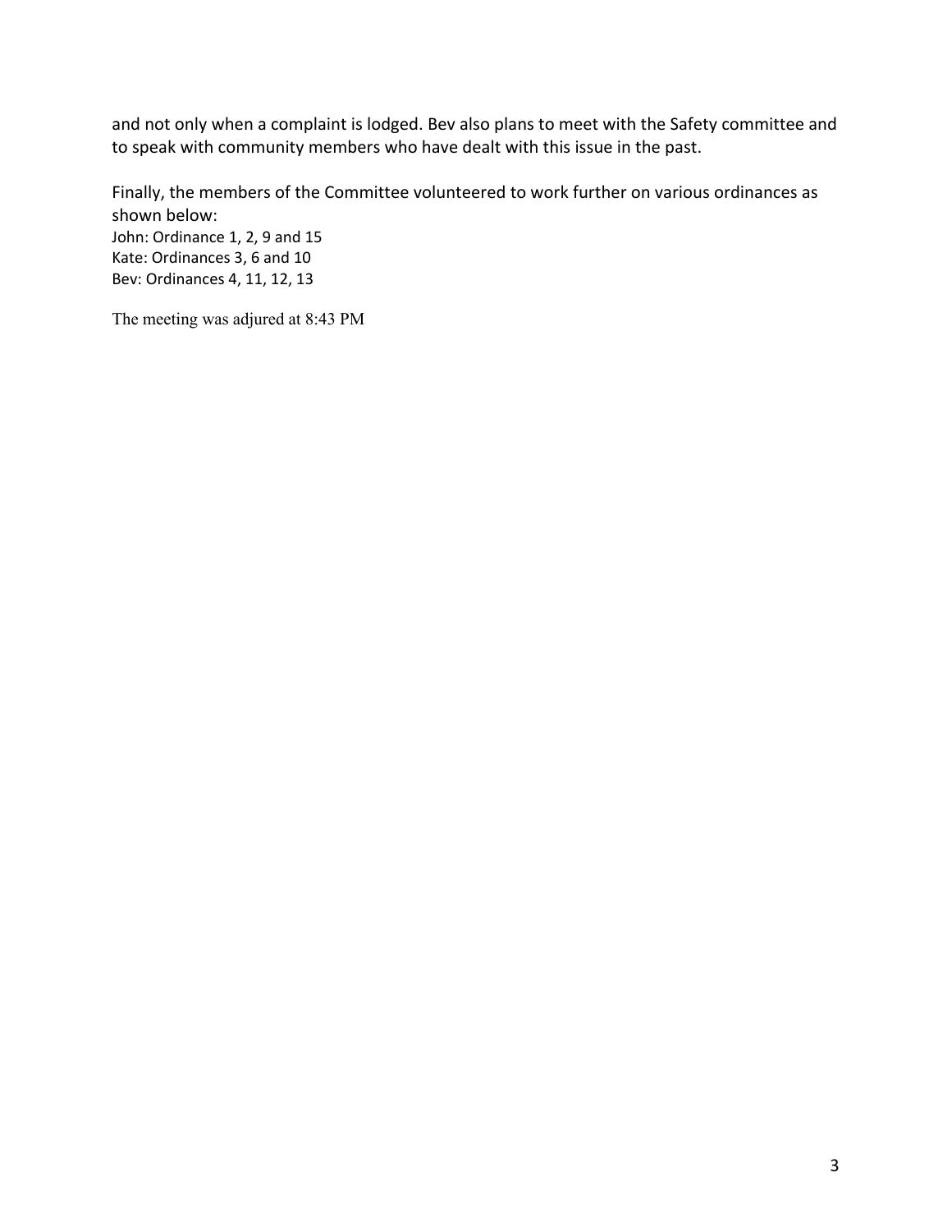and not only when a complaint is lodged. Bev also plans to meet with the Safety committee and to speak with community members who have dealt with this issue in the past.

Finally, the members of the Committee volunteered to work further on various ordinances as shown below:
John: Ordinance 1, 2, 9 and 15
Kate: Ordinances 3, 6 and 10
Bev: Ordinances 4, 11, 12, 13

The meeting was adjured at 8:43 PM